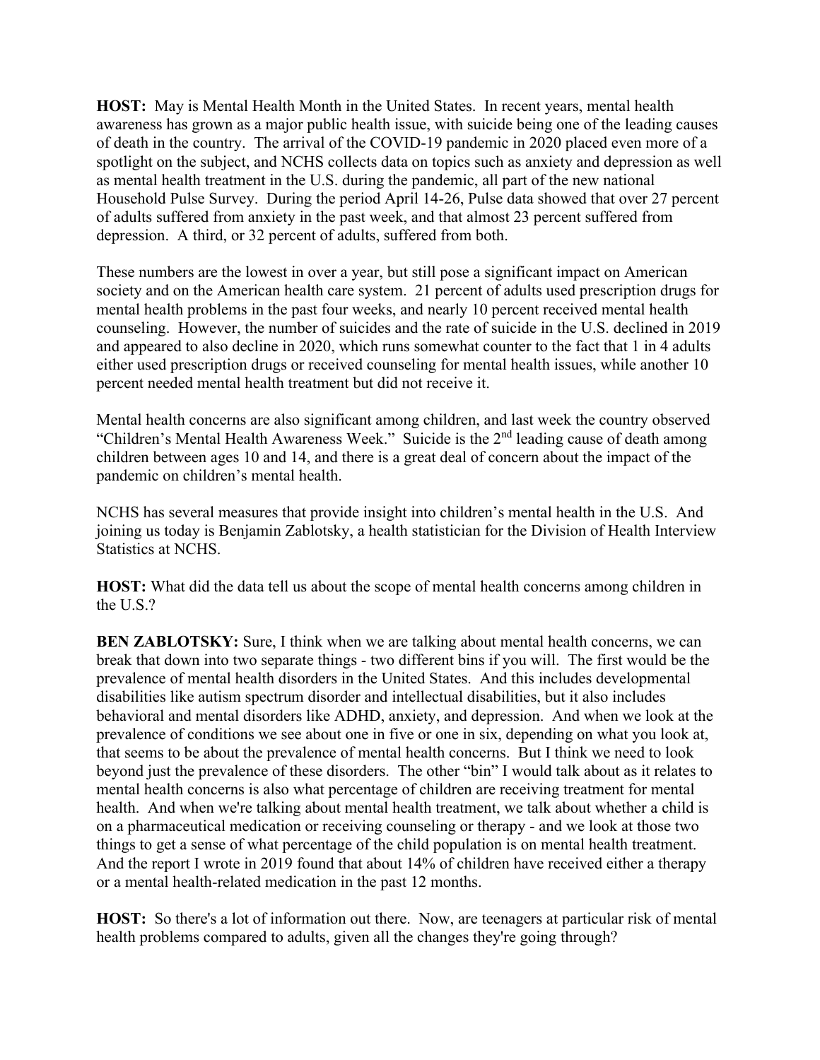**HOST:** May is Mental Health Month in the United States. In recent years, mental health awareness has grown as a major public health issue, with suicide being one of the leading causes of death in the country. The arrival of the COVID-19 pandemic in 2020 placed even more of a spotlight on the subject, and NCHS collects data on topics such as anxiety and depression as well as mental health treatment in the U.S. during the pandemic, all part of the new national Household Pulse Survey. During the period April 14-26, Pulse data showed that over 27 percent of adults suffered from anxiety in the past week, and that almost 23 percent suffered from depression. A third, or 32 percent of adults, suffered from both.

These numbers are the lowest in over a year, but still pose a significant impact on American society and on the American health care system. 21 percent of adults used prescription drugs for mental health problems in the past four weeks, and nearly 10 percent received mental health counseling. However, the number of suicides and the rate of suicide in the U.S. declined in 2019 and appeared to also decline in 2020, which runs somewhat counter to the fact that 1 in 4 adults either used prescription drugs or received counseling for mental health issues, while another 10 percent needed mental health treatment but did not receive it.

Mental health concerns are also significant among children, and last week the country observed "Children's Mental Health Awareness Week." Suicide is the 2nd leading cause of death among children between ages 10 and 14, and there is a great deal of concern about the impact of the pandemic on children's mental health.

NCHS has several measures that provide insight into children's mental health in the U.S. And joining us today is Benjamin Zablotsky, a health statistician for the Division of Health Interview Statistics at NCHS.

**HOST:** What did the data tell us about the scope of mental health concerns among children in the U.S.?

**BEN ZABLOTSKY:** Sure, I think when we are talking about mental health concerns, we can break that down into two separate things - two different bins if you will. The first would be the prevalence of mental health disorders in the United States. And this includes developmental disabilities like autism spectrum disorder and intellectual disabilities, but it also includes behavioral and mental disorders like ADHD, anxiety, and depression. And when we look at the prevalence of conditions we see about one in five or one in six, depending on what you look at, that seems to be about the prevalence of mental health concerns. But I think we need to look beyond just the prevalence of these disorders. The other "bin" I would talk about as it relates to mental health concerns is also what percentage of children are receiving treatment for mental health. And when we're talking about mental health treatment, we talk about whether a child is on a pharmaceutical medication or receiving counseling or therapy - and we look at those two things to get a sense of what percentage of the child population is on mental health treatment. And the report I wrote in 2019 found that about 14% of children have received either a therapy or a mental health-related medication in the past 12 months.

**HOST:** So there's a lot of information out there. Now, are teenagers at particular risk of mental health problems compared to adults, given all the changes they're going through?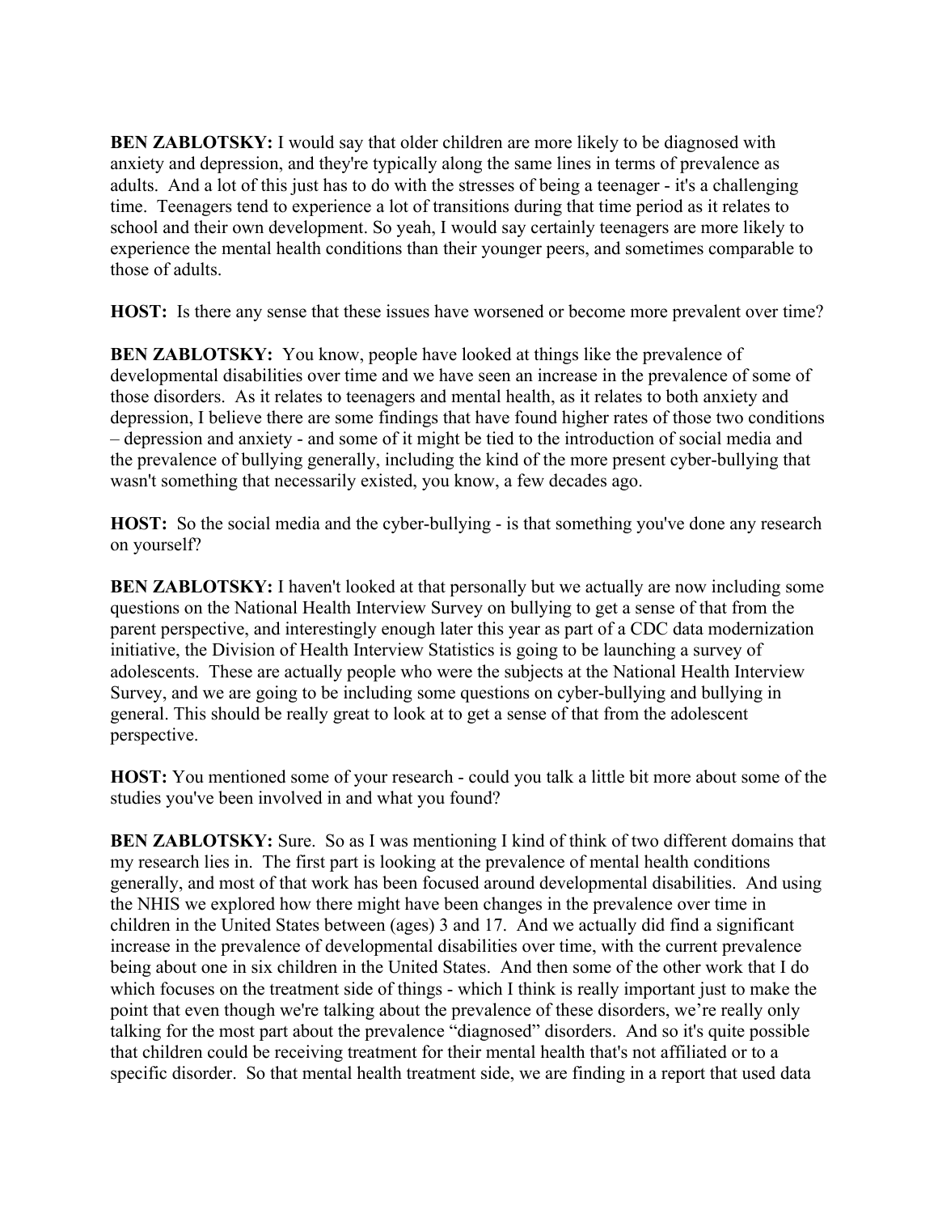**BEN ZABLOTSKY:** I would say that older children are more likely to be diagnosed with anxiety and depression, and they're typically along the same lines in terms of prevalence as adults. And a lot of this just has to do with the stresses of being a teenager - it's a challenging time. Teenagers tend to experience a lot of transitions during that time period as it relates to school and their own development. So yeah, I would say certainly teenagers are more likely to experience the mental health conditions than their younger peers, and sometimes comparable to those of adults.

**HOST:** Is there any sense that these issues have worsened or become more prevalent over time?

**BEN ZABLOTSKY:** You know, people have looked at things like the prevalence of developmental disabilities over time and we have seen an increase in the prevalence of some of those disorders. As it relates to teenagers and mental health, as it relates to both anxiety and depression, I believe there are some findings that have found higher rates of those two conditions – depression and anxiety - and some of it might be tied to the introduction of social media and the prevalence of bullying generally, including the kind of the more present cyber-bullying that wasn't something that necessarily existed, you know, a few decades ago.

**HOST:** So the social media and the cyber-bullying - is that something you've done any research on yourself?

**BEN ZABLOTSKY:** I haven't looked at that personally but we actually are now including some questions on the National Health Interview Survey on bullying to get a sense of that from the parent perspective, and interestingly enough later this year as part of a CDC data modernization initiative, the Division of Health Interview Statistics is going to be launching a survey of adolescents. These are actually people who were the subjects at the National Health Interview Survey, and we are going to be including some questions on cyber-bullying and bullying in general. This should be really great to look at to get a sense of that from the adolescent perspective.

**HOST:** You mentioned some of your research - could you talk a little bit more about some of the studies you've been involved in and what you found?

**BEN ZABLOTSKY:** Sure. So as I was mentioning I kind of think of two different domains that my research lies in. The first part is looking at the prevalence of mental health conditions generally, and most of that work has been focused around developmental disabilities. And using the NHIS we explored how there might have been changes in the prevalence over time in children in the United States between (ages) 3 and 17. And we actually did find a significant increase in the prevalence of developmental disabilities over time, with the current prevalence being about one in six children in the United States. And then some of the other work that I do which focuses on the treatment side of things - which I think is really important just to make the point that even though we're talking about the prevalence of these disorders, we're really only talking for the most part about the prevalence "diagnosed" disorders. And so it's quite possible that children could be receiving treatment for their mental health that's not affiliated or to a specific disorder. So that mental health treatment side, we are finding in a report that used data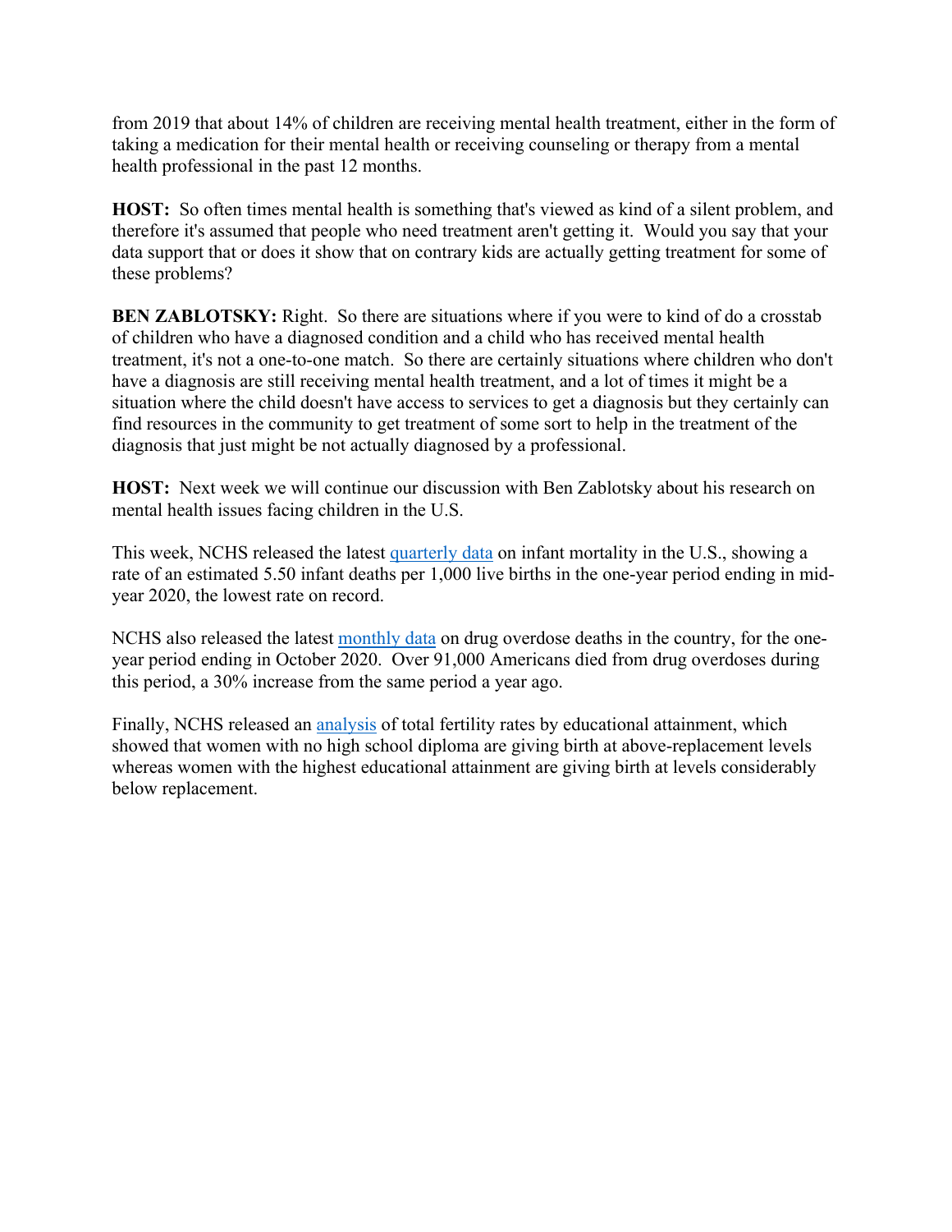from 2019 that about 14% of children are receiving mental health treatment, either in the form of taking a medication for their mental health or receiving counseling or therapy from a mental health professional in the past 12 months.

**HOST:** So often times mental health is something that's viewed as kind of a silent problem, and therefore it's assumed that people who need treatment aren't getting it. Would you say that your data support that or does it show that on contrary kids are actually getting treatment for some of these problems?

**BEN ZABLOTSKY:** Right. So there are situations where if you were to kind of do a crosstab of children who have a diagnosed condition and a child who has received mental health treatment, it's not a one-to-one match. So there are certainly situations where children who don't have a diagnosis are still receiving mental health treatment, and a lot of times it might be a situation where the child doesn't have access to services to get a diagnosis but they certainly can find resources in the community to get treatment of some sort to help in the treatment of the diagnosis that just might be not actually diagnosed by a professional.

**HOST:** Next week we will continue our discussion with Ben Zablotsky about his research on mental health issues facing children in the U.S.

This week, NCHS released the latest quarterly data on infant mortality in the U.S., showing a rate of an estimated 5.50 infant deaths per 1,000 live births in the one-year period ending in mid-year 2020, the lowest rate on record.

NCHS also released the latest monthly data on drug overdose deaths in the country, for the one-year period ending in October 2020. Over 91,000 Americans died from drug overdoses during this period, a 30% increase from the same period a year ago.

Finally, NCHS released an analysis of total fertility rates by educational attainment, which showed that women with no high school diploma are giving birth at above-replacement levels whereas women with the highest educational attainment are giving birth at levels considerably below replacement.